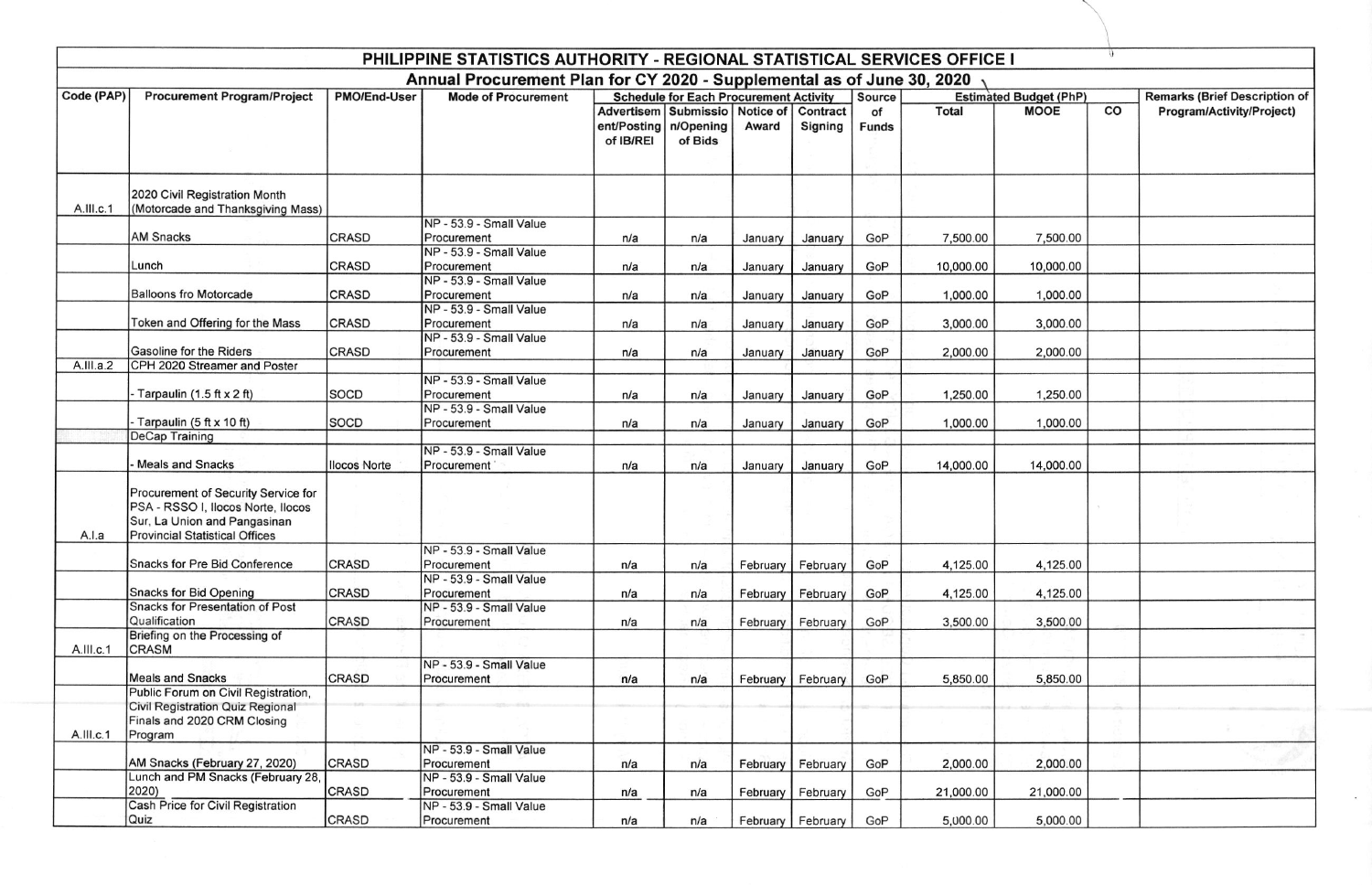# PHILIPPINE STATISTICS AUTHORITY - REGIONAL STATISTICAL SERVICES OFFICE I

## Annual Procurement Plan for CY 2020 - Supplemental as of June 30, 2020

| Code (PAP) | Procurement Program/Project | PMO/End-User | Mode of Procurement | Schedule for Each Procurement Activity | | | | Source of Funds | Estimated Budget (PhP) | | | Remarks (Brief Description of Program/Activity/Project) |
|---|---|---|---|---|---|---|---|---|---|---|---|---|
| | | | | Advertisement/Posting of IB/REI | Submission/Opening of Bids | Notice of Award | Contract Signing | | Total | MOOE | CO | |
| A.III.c.1 | 2020 Civil Registration Month (Motorcade and Thanksgiving Mass) | | | | | | | | | | | |
| | AM Snacks | CRASD | NP - 53.9 - Small Value Procurement | n/a | n/a | January | January | GoP | 7,500.00 | 7,500.00 | | |
| | Lunch | CRASD | NP - 53.9 - Small Value Procurement | n/a | n/a | January | January | GoP | 10,000.00 | 10,000.00 | | |
| | Balloons fro Motorcade | CRASD | NP - 53.9 - Small Value Procurement | n/a | n/a | January | January | GoP | 1,000.00 | 1,000.00 | | |
| | Token and Offering for the Mass | CRASD | NP - 53.9 - Small Value Procurement | n/a | n/a | January | January | GoP | 3,000.00 | 3,000.00 | | |
| | Gasoline for the Riders | CRASD | NP - 53.9 - Small Value Procurement | n/a | n/a | January | January | GoP | 2,000.00 | 2,000.00 | | |
| A.III.a.2 | CPH 2020 Streamer and Poster | | | | | | | | | | | |
| | - Tarpaulin (1.5 ft x 2 ft) | SOCD | NP - 53.9 - Small Value Procurement | n/a | n/a | January | January | GoP | 1,250.00 | 1,250.00 | | |
| | - Tarpaulin (5 ft x 10 ft) | SOCD | NP - 53.9 - Small Value Procurement | n/a | n/a | January | January | GoP | 1,000.00 | 1,000.00 | | |
| | DeCap Training | | | | | | | | | | | |
| | - Meals and Snacks | Ilocos Norte | NP - 53.9 - Small Value Procurement | n/a | n/a | January | January | GoP | 14,000.00 | 14,000.00 | | |
| A.I.a | Procurement of Security Service for PSA - RSSO I, Ilocos Norte, Ilocos Sur, La Union and Pangasinan Provincial Statistical Offices | | | | | | | | | | | |
| | Snacks for Pre Bid Conference | CRASD | NP - 53.9 - Small Value Procurement | n/a | n/a | February | February | GoP | 4,125.00 | 4,125.00 | | |
| | Snacks for Bid Opening | CRASD | NP - 53.9 - Small Value Procurement | n/a | n/a | February | February | GoP | 4,125.00 | 4,125.00 | | |
| | Snacks for Presentation of Post Qualification | CRASD | NP - 53.9 - Small Value Procurement | n/a | n/a | February | February | GoP | 3,500.00 | 3,500.00 | | |
| A.III.c.1 | Briefing on the Processing of CRASM | | | | | | | | | | | |
| | Meals and Snacks | CRASD | NP - 53.9 - Small Value Procurement | n/a | n/a | February | February | GoP | 5,850.00 | 5,850.00 | | |
| A.III.c.1 | Public Forum on Civil Registration, Civil Registration Quiz Regional Finals and 2020 CRM Closing Program | | | | | | | | | | | |
| | AM Snacks (February 27, 2020) | CRASD | NP - 53.9 - Small Value Procurement | n/a | n/a | February | February | GoP | 2,000.00 | 2,000.00 | | |
| | Lunch and PM Snacks (February 28, 2020) | CRASD | NP - 53.9 - Small Value Procurement | n/a | n/a | February | February | GoP | 21,000.00 | 21,000.00 | | |
| | Cash Price for Civil Registration Quiz | CRASD | NP - 53.9 - Small Value Procurement | n/a | n/a | February | February | GoP | 5,000.00 | 5,000.00 | | |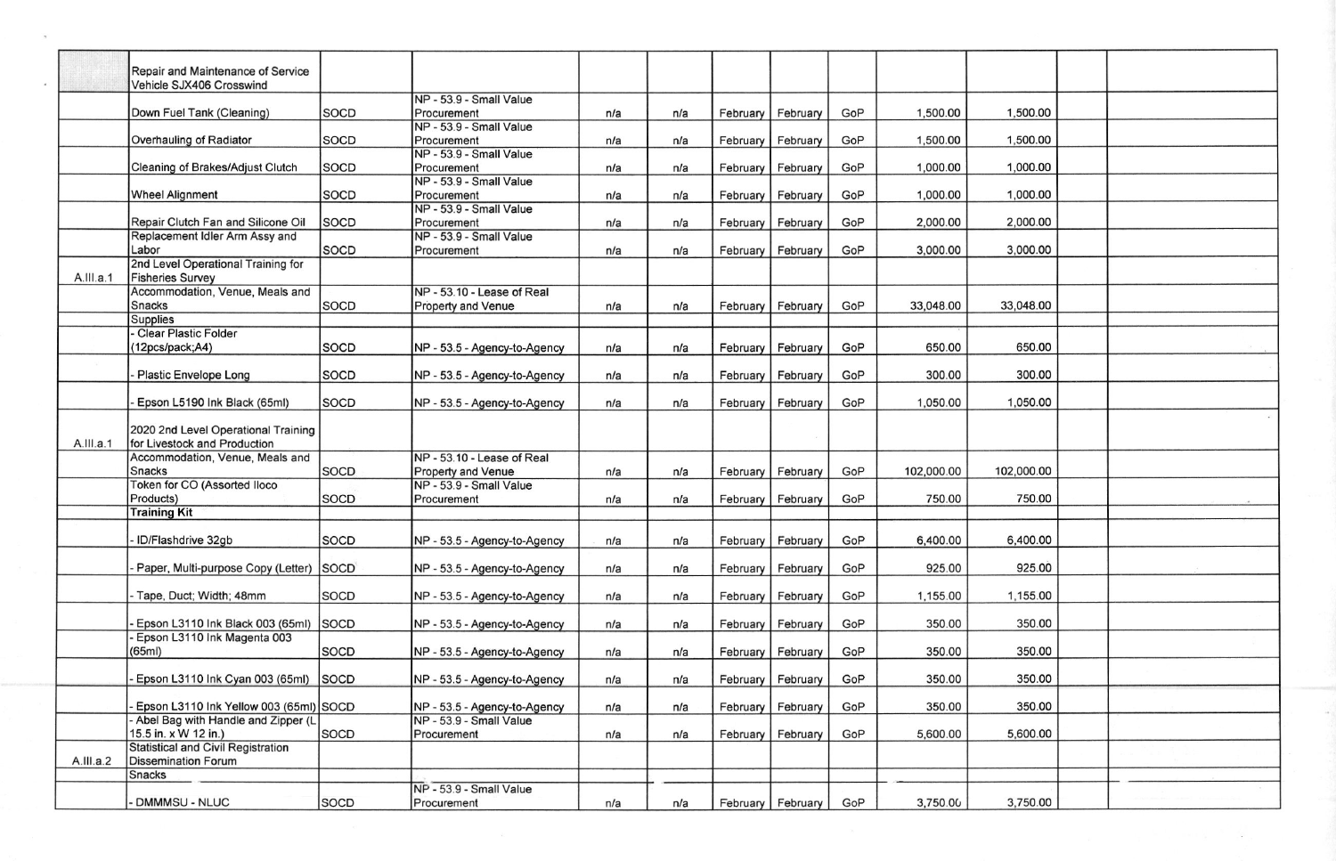| | | | | | | | | | | | | |
|---|---|---|---|---|---|---|---|---|---|---|---|---|
| | Repair and Maintenance of Service Vehicle SJX406 Crosswind | | | | | | | | | | | |
| | Down Fuel Tank (Cleaning) | SOCD | NP - 53.9 - Small Value Procurement | n/a | n/a | February | February | GoP | 1,500.00 | 1,500.00 | | |
| | Overhauling of Radiator | SOCD | NP - 53.9 - Small Value Procurement | n/a | n/a | February | February | GoP | 1,500.00 | 1,500.00 | | |
| | Cleaning of Brakes/Adjust Clutch | SOCD | NP - 53.9 - Small Value Procurement | n/a | n/a | February | February | GoP | 1,000.00 | 1,000.00 | | |
| | Wheel Alignment | SOCD | NP - 53.9 - Small Value Procurement | n/a | n/a | February | February | GoP | 1,000.00 | 1,000.00 | | |
| | Repair Clutch Fan and Silicone Oil | SOCD | NP - 53.9 - Small Value Procurement | n/a | n/a | February | February | GoP | 2,000.00 | 2,000.00 | | |
| | Replacement Idler Arm Assy and Labor | SOCD | NP - 53.9 - Small Value Procurement | n/a | n/a | February | February | GoP | 3,000.00 | 3,000.00 | | |
| A.III.a.1 | 2nd Level Operational Training for Fisheries Survey | | | | | | | | | | | |
| | Accommodation, Venue, Meals and Snacks | SOCD | NP - 53.10 - Lease of Real Property and Venue | n/a | n/a | February | February | GoP | 33,048.00 | 33,048.00 | | |
| | Supplies | | | | | | | | | | | |
| | - Clear Plastic Folder (12pcs/pack;A4) | SOCD | NP - 53.5 - Agency-to-Agency | n/a | n/a | February | February | GoP | 650.00 | 650.00 | | |
| | - Plastic Envelope Long | SOCD | NP - 53.5 - Agency-to-Agency | n/a | n/a | February | February | GoP | 300.00 | 300.00 | | |
| | - Epson L5190 Ink Black (65ml) | SOCD | NP - 53.5 - Agency-to-Agency | n/a | n/a | February | February | GoP | 1,050.00 | 1,050.00 | | |
| A.III.a.1 | 2020 2nd Level Operational Training for Livestock and Production | | | | | | | | | | | |
| | Accommodation, Venue, Meals and Snacks | SOCD | NP - 53.10 - Lease of Real Property and Venue | n/a | n/a | February | February | GoP | 102,000.00 | 102,000.00 | | |
| | Token for CO (Assorted Iloco Products) | SOCD | NP - 53.9 - Small Value Procurement | n/a | n/a | February | February | GoP | 750.00 | 750.00 | | |
| | **Training Kit** | | | | | | | | | | | |
| | - ID/Flashdrive 32gb | SOCD | NP - 53.5 - Agency-to-Agency | n/a | n/a | February | February | GoP | 6,400.00 | 6,400.00 | | |
| | - Paper, Multi-purpose Copy (Letter) | SOCD | NP - 53.5 - Agency-to-Agency | n/a | n/a | February | February | GoP | 925.00 | 925.00 | | |
| | - Tape, Duct; Width; 48mm | SOCD | NP - 53.5 - Agency-to-Agency | n/a | n/a | February | February | GoP | 1,155.00 | 1,155.00 | | |
| | - Epson L3110 Ink Black 003 (65ml) | SOCD | NP - 53.5 - Agency-to-Agency | n/a | n/a | February | February | GoP | 350.00 | 350.00 | | |
| | - Epson L3110 Ink Magenta 003 (65ml) | SOCD | NP - 53.5 - Agency-to-Agency | n/a | n/a | February | February | GoP | 350.00 | 350.00 | | |
| | - Epson L3110 Ink Cyan 003 (65ml) | SOCD | NP - 53.5 - Agency-to-Agency | n/a | n/a | February | February | GoP | 350.00 | 350.00 | | |
| | - Epson L3110 Ink Yellow 003 (65ml) | SOCD | NP - 53.5 - Agency-to-Agency | n/a | n/a | February | February | GoP | 350.00 | 350.00 | | |
| | - Abel Bag with Handle and Zipper (L 15.5 in. x W 12 in.) | SOCD | NP - 53.9 - Small Value Procurement | n/a | n/a | February | February | GoP | 5,600.00 | 5,600.00 | | |
| A.III.a.2 | Statistical and Civil Registration Dissemination Forum | | | | | | | | | | | |
| | Snacks | | | | | | | | | | | |
| | - DMMMSU - NLUC | SOCD | NP - 53.9 - Small Value Procurement | n/a | n/a | February | February | GoP | 3,750.00 | 3,750.00 | | |